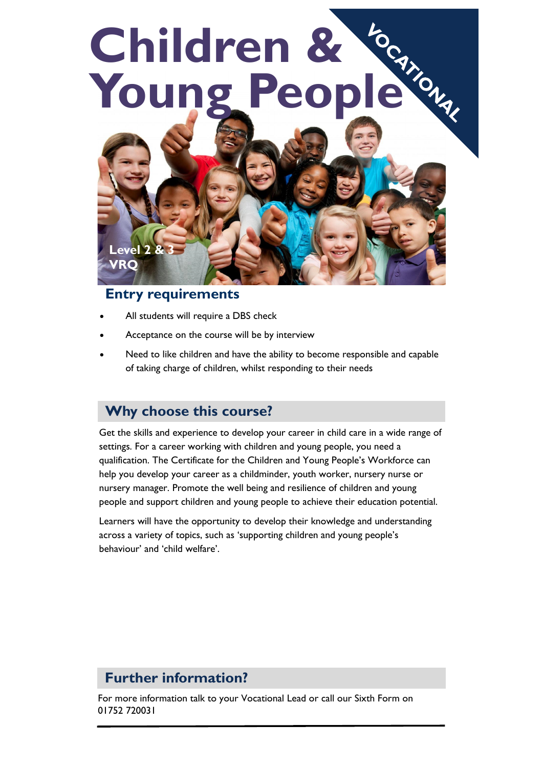# Children & Young People

VOCATIONAL

Level 2 & 3
VRQ

## Entry requirements

- All students will require a DBS check
- Acceptance on the course will be by interview
- Need to like children and have the ability to become responsible and capable of taking charge of children, whilst responding to their needs

## Why choose this course?

Get the skills and experience to develop your career in child care in a wide range of settings. For a career working with children and young people, you need a qualification. The Certificate for the Children and Young People's Workforce can help you develop your career as a childminder, youth worker, nursery nurse or nursery manager. Promote the well being and resilience of children and young people and support children and young people to achieve their education potential.

Learners will have the opportunity to develop their knowledge and understanding across a variety of topics, such as 'supporting children and young people's behaviour' and 'child welfare'.

## Further information?

For more information talk to your Vocational Lead or call our Sixth Form on 01752 720031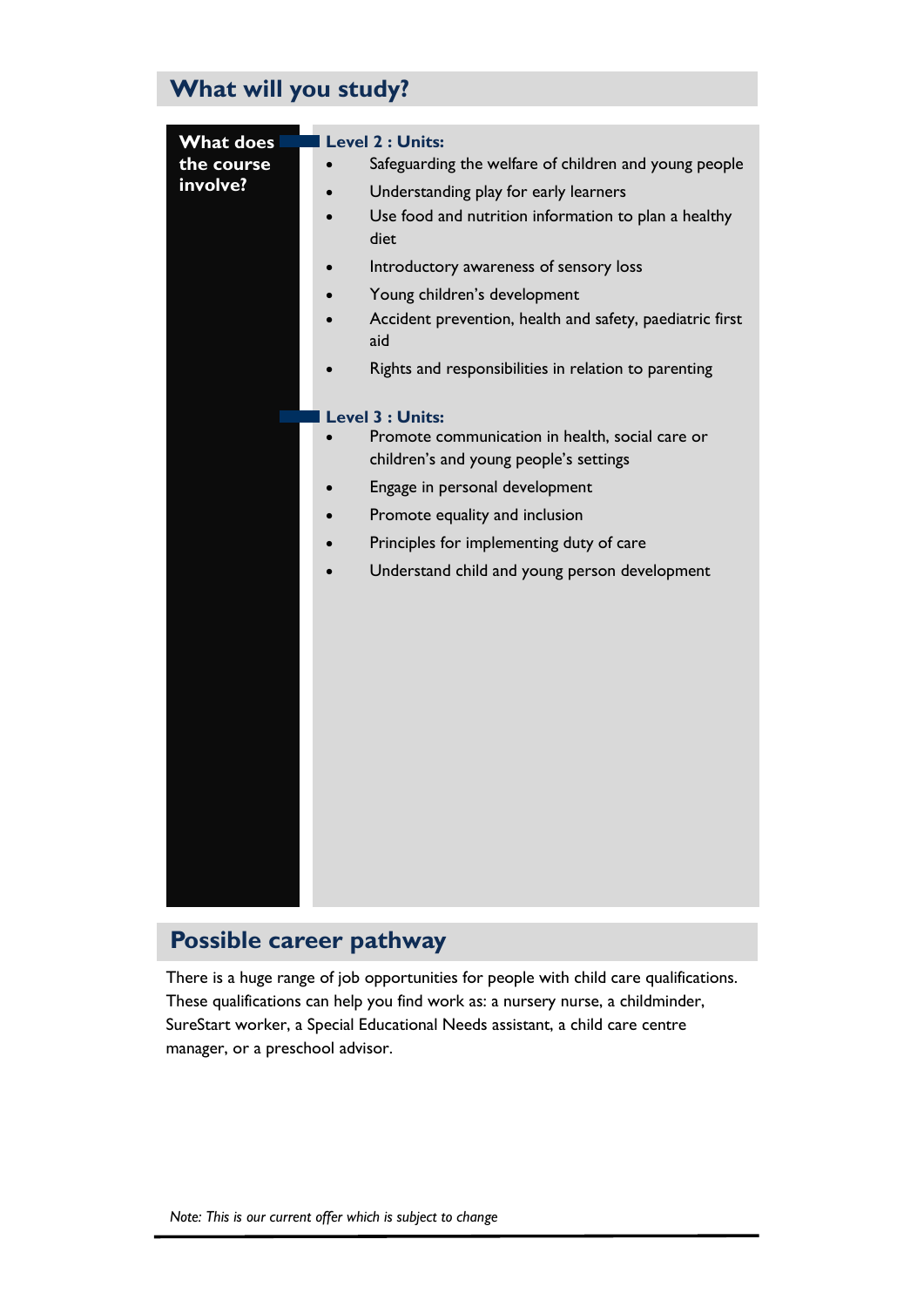## What will you study?

### What does the course involve?

**Level 2 : Units:**

- Safeguarding the welfare of children and young people
- Understanding play for early learners
- Use food and nutrition information to plan a healthy diet
- Introductory awareness of sensory loss
- Young children's development
- Accident prevention, health and safety, paediatric first aid
- Rights and responsibilities in relation to parenting

**Level 3 : Units:**

- Promote communication in health, social care or children's and young people's settings
- Engage in personal development
- Promote equality and inclusion
- Principles for implementing duty of care
- Understand child and young person development

## Possible career pathway

There is a huge range of job opportunities for people with child care qualifications. These qualifications can help you find work as: a nursery nurse, a childminder, SureStart worker, a Special Educational Needs assistant, a child care centre manager, or a preschool advisor.

*Note: This is our current offer which is subject to change*